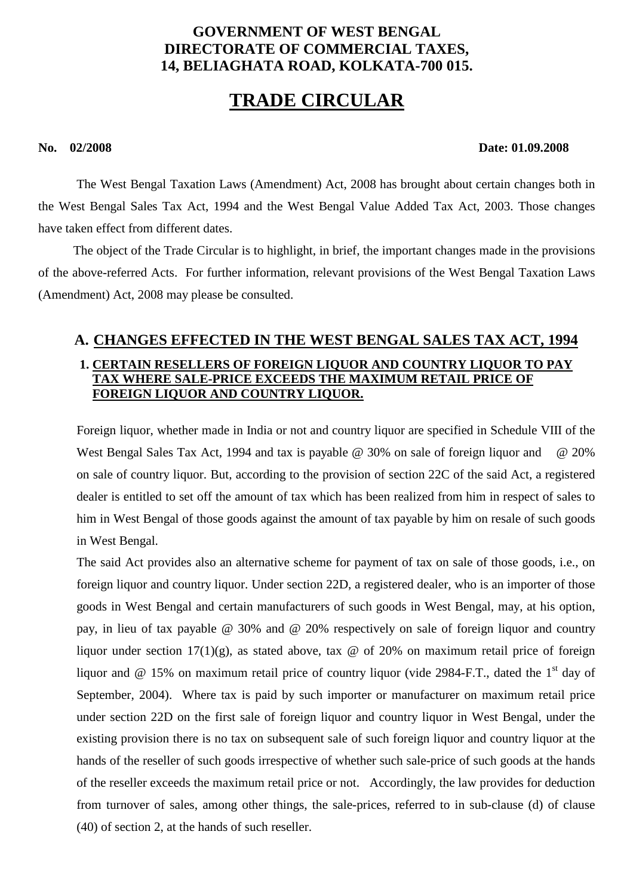**GOVERNMENT OF WEST BENGAL**
**DIRECTORATE OF COMMERCIAL TAXES,**
**14, BELIAGHATA ROAD, KOLKATA-700 015.**

# TRADE CIRCULAR

**No. 02/2008** **Date: 01.09.2008**

The West Bengal Taxation Laws (Amendment) Act, 2008 has brought about certain changes both in the West Bengal Sales Tax Act, 1994 and the West Bengal Value Added Tax Act, 2003. Those changes have taken effect from different dates.

The object of the Trade Circular is to highlight, in brief, the important changes made in the provisions of the above-referred Acts. For further information, relevant provisions of the West Bengal Taxation Laws (Amendment) Act, 2008 may please be consulted.

## A. CHANGES EFFECTED IN THE WEST BENGAL SALES TAX ACT, 1994

### 1. CERTAIN RESELLERS OF FOREIGN LIQUOR AND COUNTRY LIQUOR TO PAY TAX WHERE SALE-PRICE EXCEEDS THE MAXIMUM RETAIL PRICE OF FOREIGN LIQUOR AND COUNTRY LIQUOR.

Foreign liquor, whether made in India or not and country liquor are specified in Schedule VIII of the West Bengal Sales Tax Act, 1994 and tax is payable @ 30% on sale of foreign liquor and @ 20% on sale of country liquor. But, according to the provision of section 22C of the said Act, a registered dealer is entitled to set off the amount of tax which has been realized from him in respect of sales to him in West Bengal of those goods against the amount of tax payable by him on resale of such goods in West Bengal.

The said Act provides also an alternative scheme for payment of tax on sale of those goods, i.e., on foreign liquor and country liquor. Under section 22D, a registered dealer, who is an importer of those goods in West Bengal and certain manufacturers of such goods in West Bengal, may, at his option, pay, in lieu of tax payable @ 30% and @ 20% respectively on sale of foreign liquor and country liquor under section 17(1)(g), as stated above, tax @ of 20% on maximum retail price of foreign liquor and @ 15% on maximum retail price of country liquor (vide 2984-F.T., dated the 1st day of September, 2004). Where tax is paid by such importer or manufacturer on maximum retail price under section 22D on the first sale of foreign liquor and country liquor in West Bengal, under the existing provision there is no tax on subsequent sale of such foreign liquor and country liquor at the hands of the reseller of such goods irrespective of whether such sale-price of such goods at the hands of the reseller exceeds the maximum retail price or not. Accordingly, the law provides for deduction from turnover of sales, among other things, the sale-prices, referred to in sub-clause (d) of clause (40) of section 2, at the hands of such reseller.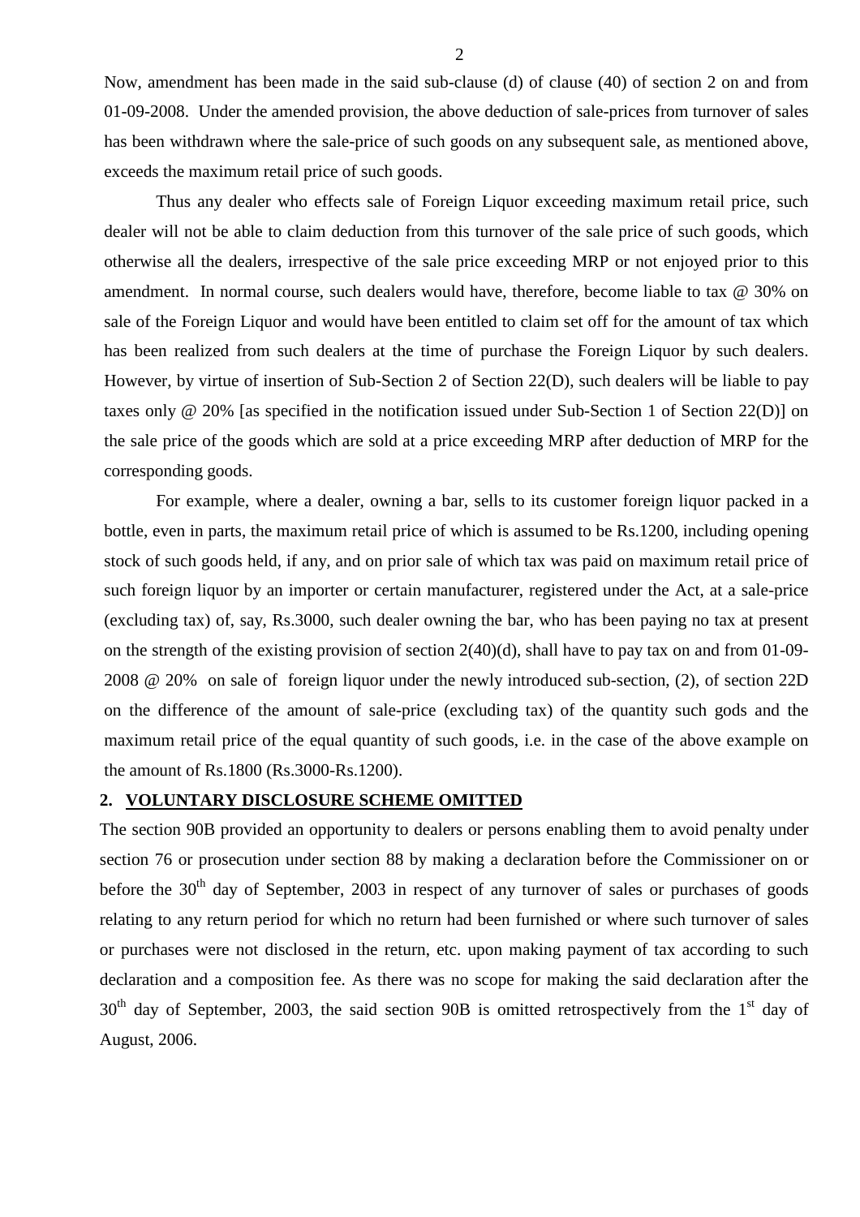Now, amendment has been made in the said sub-clause (d) of clause (40) of section 2 on and from 01-09-2008. Under the amended provision, the above deduction of sale-prices from turnover of sales has been withdrawn where the sale-price of such goods on any subsequent sale, as mentioned above, exceeds the maximum retail price of such goods.

Thus any dealer who effects sale of Foreign Liquor exceeding maximum retail price, such dealer will not be able to claim deduction from this turnover of the sale price of such goods, which otherwise all the dealers, irrespective of the sale price exceeding MRP or not enjoyed prior to this amendment. In normal course, such dealers would have, therefore, become liable to tax @ 30% on sale of the Foreign Liquor and would have been entitled to claim set off for the amount of tax which has been realized from such dealers at the time of purchase the Foreign Liquor by such dealers. However, by virtue of insertion of Sub-Section 2 of Section 22(D), such dealers will be liable to pay taxes only @ 20% [as specified in the notification issued under Sub-Section 1 of Section 22(D)] on the sale price of the goods which are sold at a price exceeding MRP after deduction of MRP for the corresponding goods.

For example, where a dealer, owning a bar, sells to its customer foreign liquor packed in a bottle, even in parts, the maximum retail price of which is assumed to be Rs.1200, including opening stock of such goods held, if any, and on prior sale of which tax was paid on maximum retail price of such foreign liquor by an importer or certain manufacturer, registered under the Act, at a sale-price (excluding tax) of, say, Rs.3000, such dealer owning the bar, who has been paying no tax at present on the strength of the existing provision of section 2(40)(d), shall have to pay tax on and from 01-09-2008 @ 20% on sale of foreign liquor under the newly introduced sub-section, (2), of section 22D on the difference of the amount of sale-price (excluding tax) of the quantity such gods and the maximum retail price of the equal quantity of such goods, i.e. in the case of the above example on the amount of Rs.1800 (Rs.3000-Rs.1200).

## 2. VOLUNTARY DISCLOSURE SCHEME OMITTED

The section 90B provided an opportunity to dealers or persons enabling them to avoid penalty under section 76 or prosecution under section 88 by making a declaration before the Commissioner on or before the 30th day of September, 2003 in respect of any turnover of sales or purchases of goods relating to any return period for which no return had been furnished or where such turnover of sales or purchases were not disclosed in the return, etc. upon making payment of tax according to such declaration and a composition fee. As there was no scope for making the said declaration after the 30th day of September, 2003, the said section 90B is omitted retrospectively from the 1st day of August, 2006.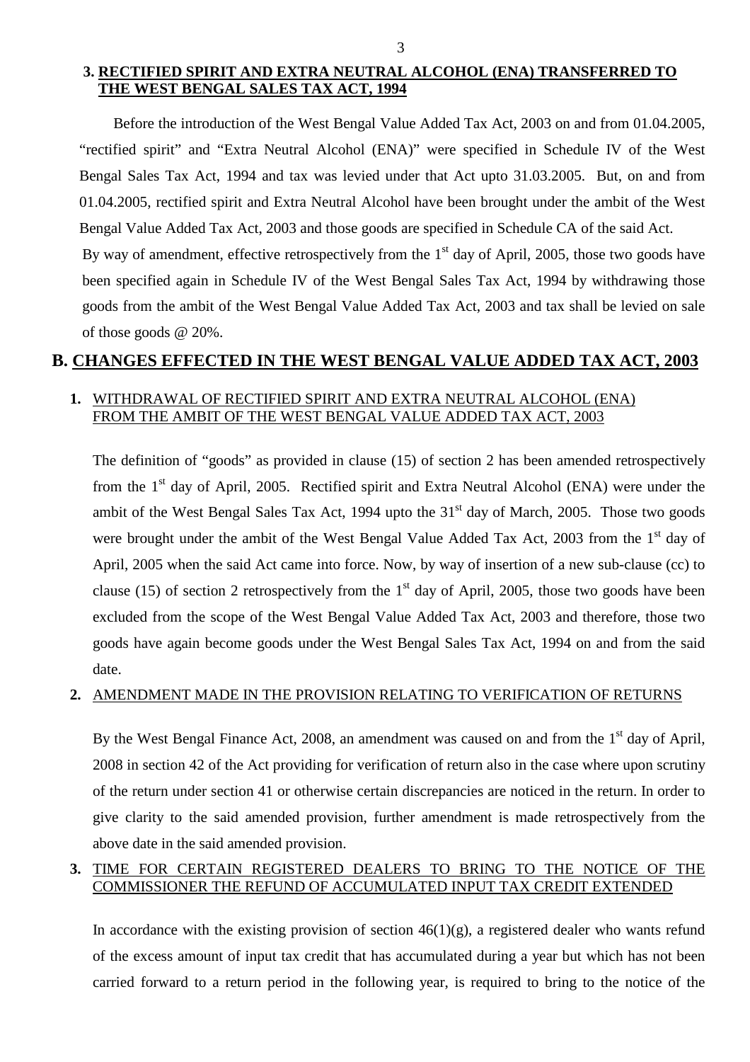### 3. RECTIFIED SPIRIT AND EXTRA NEUTRAL ALCOHOL (ENA) TRANSFERRED TO THE WEST BENGAL SALES TAX ACT, 1994

Before the introduction of the West Bengal Value Added Tax Act, 2003 on and from 01.04.2005, "rectified spirit" and "Extra Neutral Alcohol (ENA)" were specified in Schedule IV of the West Bengal Sales Tax Act, 1994 and tax was levied under that Act upto 31.03.2005. But, on and from 01.04.2005, rectified spirit and Extra Neutral Alcohol have been brought under the ambit of the West Bengal Value Added Tax Act, 2003 and those goods are specified in Schedule CA of the said Act. By way of amendment, effective retrospectively from the 1st day of April, 2005, those two goods have been specified again in Schedule IV of the West Bengal Sales Tax Act, 1994 by withdrawing those goods from the ambit of the West Bengal Value Added Tax Act, 2003 and tax shall be levied on sale of those goods @ 20%.

## B. CHANGES EFFECTED IN THE WEST BENGAL VALUE ADDED TAX ACT, 2003

### 1. WITHDRAWAL OF RECTIFIED SPIRIT AND EXTRA NEUTRAL ALCOHOL (ENA) FROM THE AMBIT OF THE WEST BENGAL VALUE ADDED TAX ACT, 2003

The definition of "goods" as provided in clause (15) of section 2 has been amended retrospectively from the 1st day of April, 2005. Rectified spirit and Extra Neutral Alcohol (ENA) were under the ambit of the West Bengal Sales Tax Act, 1994 upto the 31st day of March, 2005. Those two goods were brought under the ambit of the West Bengal Value Added Tax Act, 2003 from the 1st day of April, 2005 when the said Act came into force. Now, by way of insertion of a new sub-clause (cc) to clause (15) of section 2 retrospectively from the 1st day of April, 2005, those two goods have been excluded from the scope of the West Bengal Value Added Tax Act, 2003 and therefore, those two goods have again become goods under the West Bengal Sales Tax Act, 1994 on and from the said date.

### 2. AMENDMENT MADE IN THE PROVISION RELATING TO VERIFICATION OF RETURNS

By the West Bengal Finance Act, 2008, an amendment was caused on and from the 1st day of April, 2008 in section 42 of the Act providing for verification of return also in the case where upon scrutiny of the return under section 41 or otherwise certain discrepancies are noticed in the return. In order to give clarity to the said amended provision, further amendment is made retrospectively from the above date in the said amended provision.

### 3. TIME FOR CERTAIN REGISTERED DEALERS TO BRING TO THE NOTICE OF THE COMMISSIONER THE REFUND OF ACCUMULATED INPUT TAX CREDIT EXTENDED

In accordance with the existing provision of section 46(1)(g), a registered dealer who wants refund of the excess amount of input tax credit that has accumulated during a year but which has not been carried forward to a return period in the following year, is required to bring to the notice of the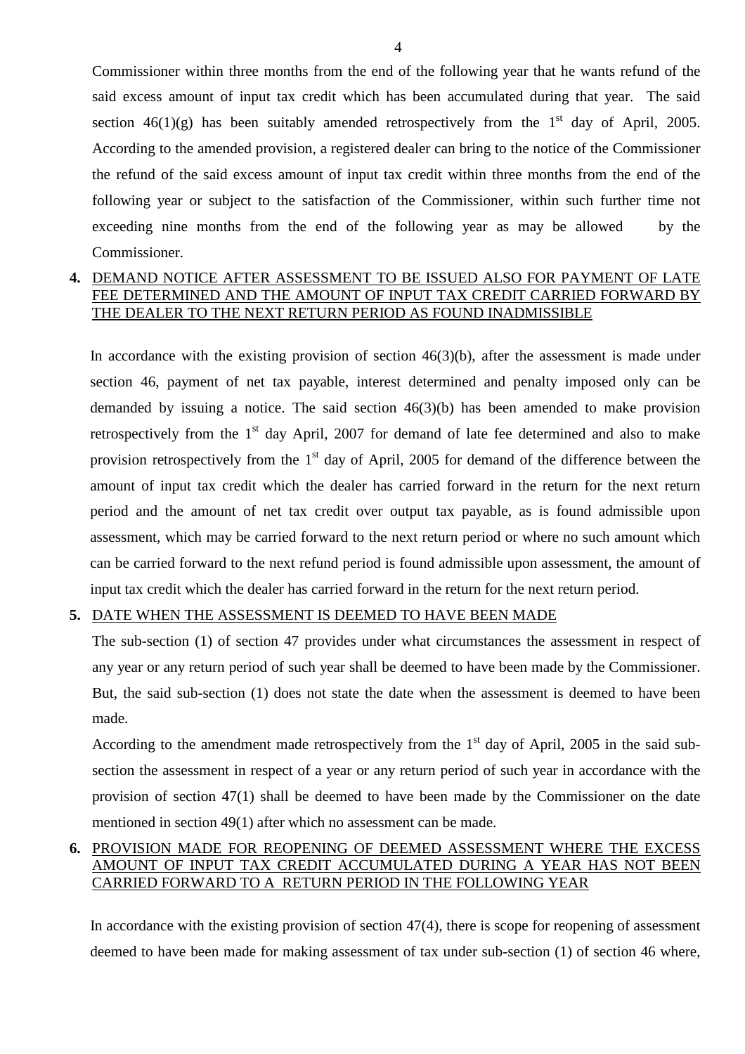Commissioner within three months from the end of the following year that he wants refund of the said excess amount of input tax credit which has been accumulated during that year. The said section 46(1)(g) has been suitably amended retrospectively from the 1st day of April, 2005. According to the amended provision, a registered dealer can bring to the notice of the Commissioner the refund of the said excess amount of input tax credit within three months from the end of the following year or subject to the satisfaction of the Commissioner, within such further time not exceeding nine months from the end of the following year as may be allowed by the Commissioner.

**4.** DEMAND NOTICE AFTER ASSESSMENT TO BE ISSUED ALSO FOR PAYMENT OF LATE FEE DETERMINED AND THE AMOUNT OF INPUT TAX CREDIT CARRIED FORWARD BY THE DEALER TO THE NEXT RETURN PERIOD AS FOUND INADMISSIBLE

In accordance with the existing provision of section 46(3)(b), after the assessment is made under section 46, payment of net tax payable, interest determined and penalty imposed only can be demanded by issuing a notice. The said section 46(3)(b) has been amended to make provision retrospectively from the 1st day April, 2007 for demand of late fee determined and also to make provision retrospectively from the 1st day of April, 2005 for demand of the difference between the amount of input tax credit which the dealer has carried forward in the return for the next return period and the amount of net tax credit over output tax payable, as is found admissible upon assessment, which may be carried forward to the next return period or where no such amount which can be carried forward to the next refund period is found admissible upon assessment, the amount of input tax credit which the dealer has carried forward in the return for the next return period.

**5.** DATE WHEN THE ASSESSMENT IS DEEMED TO HAVE BEEN MADE

The sub-section (1) of section 47 provides under what circumstances the assessment in respect of any year or any return period of such year shall be deemed to have been made by the Commissioner. But, the said sub-section (1) does not state the date when the assessment is deemed to have been made.

According to the amendment made retrospectively from the 1st day of April, 2005 in the said sub-section the assessment in respect of a year or any return period of such year in accordance with the provision of section 47(1) shall be deemed to have been made by the Commissioner on the date mentioned in section 49(1) after which no assessment can be made.

**6.** PROVISION MADE FOR REOPENING OF DEEMED ASSESSMENT WHERE THE EXCESS AMOUNT OF INPUT TAX CREDIT ACCUMULATED DURING A YEAR HAS NOT BEEN CARRIED FORWARD TO A RETURN PERIOD IN THE FOLLOWING YEAR

In accordance with the existing provision of section 47(4), there is scope for reopening of assessment deemed to have been made for making assessment of tax under sub-section (1) of section 46 where,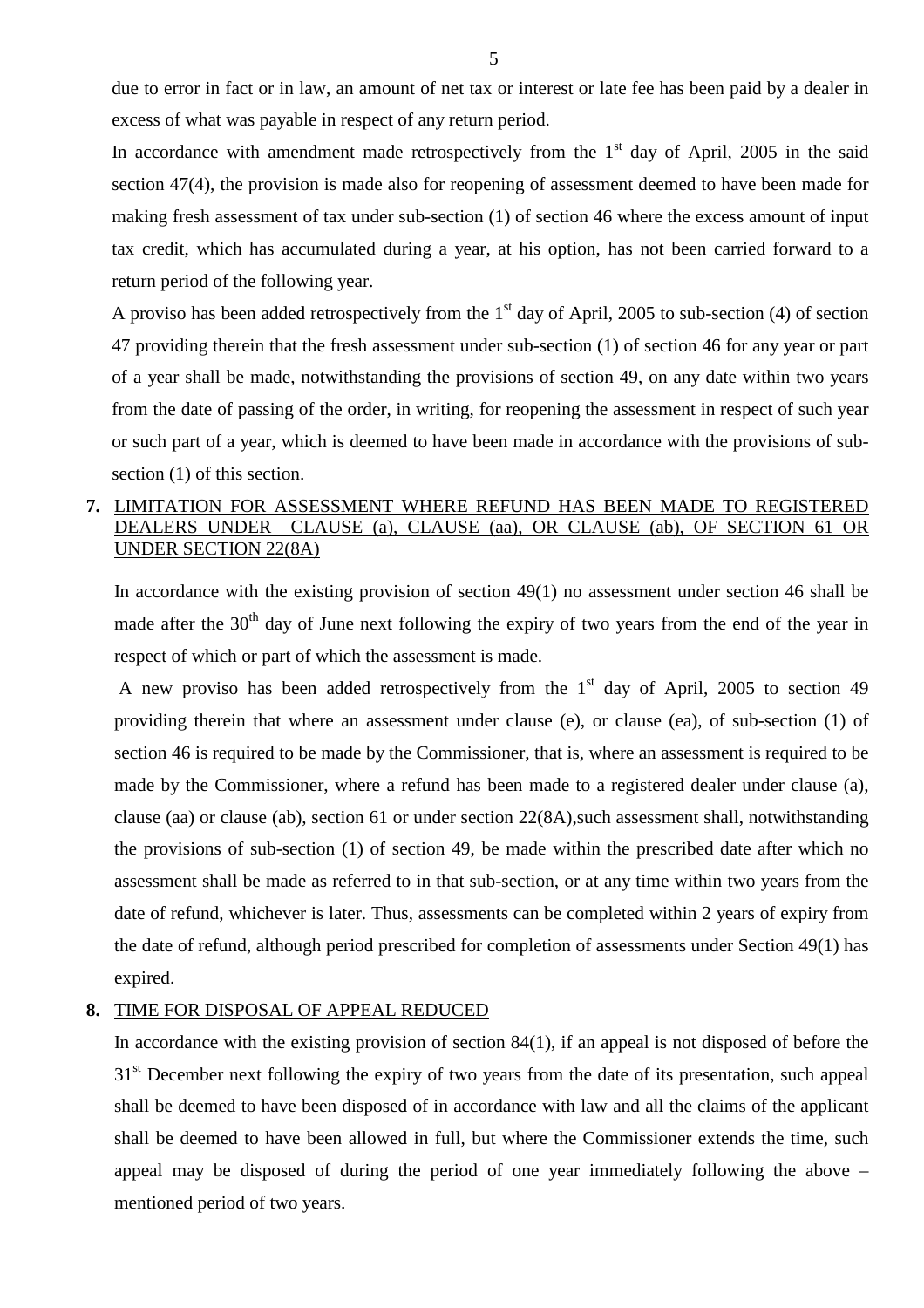due to error in fact or in law, an amount of net tax or interest or late fee has been paid by a dealer in excess of what was payable in respect of any return period.

In accordance with amendment made retrospectively from the 1st day of April, 2005 in the said section 47(4), the provision is made also for reopening of assessment deemed to have been made for making fresh assessment of tax under sub-section (1) of section 46 where the excess amount of input tax credit, which has accumulated during a year, at his option, has not been carried forward to a return period of the following year.

A proviso has been added retrospectively from the 1st day of April, 2005 to sub-section (4) of section 47 providing therein that the fresh assessment under sub-section (1) of section 46 for any year or part of a year shall be made, notwithstanding the provisions of section 49, on any date within two years from the date of passing of the order, in writing, for reopening the assessment in respect of such year or such part of a year, which is deemed to have been made in accordance with the provisions of sub-section (1) of this section.

**7.** <u>LIMITATION FOR ASSESSMENT WHERE REFUND HAS BEEN MADE TO REGISTERED DEALERS UNDER CLAUSE (a), CLAUSE (aa), OR CLAUSE (ab), OF SECTION 61 OR UNDER SECTION 22(8A)</u>

In accordance with the existing provision of section 49(1) no assessment under section 46 shall be made after the 30th day of June next following the expiry of two years from the end of the year in respect of which or part of which the assessment is made.

A new proviso has been added retrospectively from the 1st day of April, 2005 to section 49 providing therein that where an assessment under clause (e), or clause (ea), of sub-section (1) of section 46 is required to be made by the Commissioner, that is, where an assessment is required to be made by the Commissioner, where a refund has been made to a registered dealer under clause (a), clause (aa) or clause (ab), section 61 or under section 22(8A),such assessment shall, notwithstanding the provisions of sub-section (1) of section 49, be made within the prescribed date after which no assessment shall be made as referred to in that sub-section, or at any time within two years from the date of refund, whichever is later. Thus, assessments can be completed within 2 years of expiry from the date of refund, although period prescribed for completion of assessments under Section 49(1) has expired.

**8.** <u>TIME FOR DISPOSAL OF APPEAL REDUCED</u>

In accordance with the existing provision of section 84(1), if an appeal is not disposed of before the 31st December next following the expiry of two years from the date of its presentation, such appeal shall be deemed to have been disposed of in accordance with law and all the claims of the applicant shall be deemed to have been allowed in full, but where the Commissioner extends the time, such appeal may be disposed of during the period of one year immediately following the above – mentioned period of two years.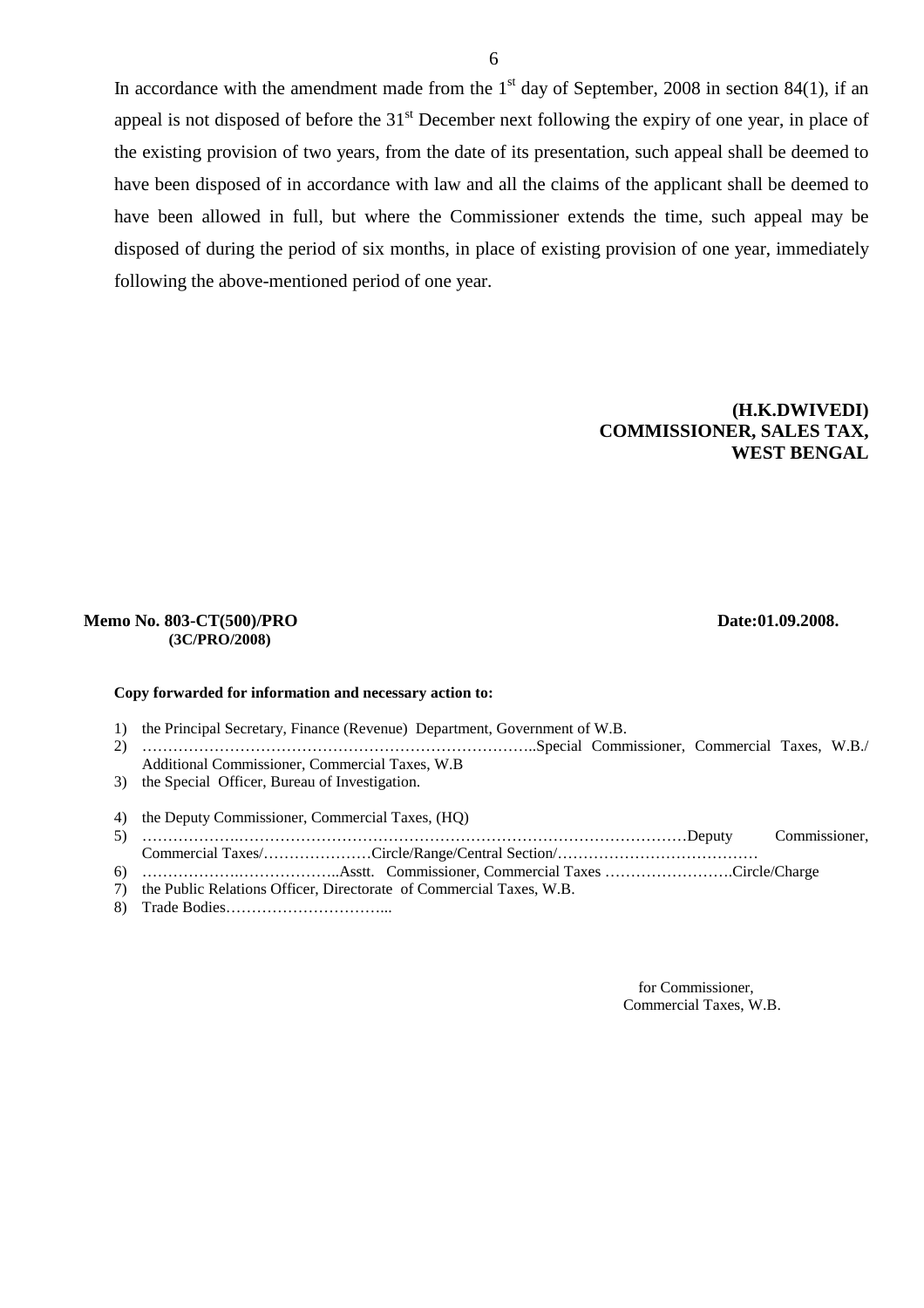In accordance with the amendment made from the 1st day of September, 2008 in section 84(1), if an appeal is not disposed of before the 31st December next following the expiry of one year, in place of the existing provision of two years, from the date of its presentation, such appeal shall be deemed to have been disposed of in accordance with law and all the claims of the applicant shall be deemed to have been allowed in full, but where the Commissioner extends the time, such appeal may be disposed of during the period of six months, in place of existing provision of one year, immediately following the above-mentioned period of one year.

**(H.K.DWIVEDI)**
**COMMISSIONER, SALES TAX,**
**WEST BENGAL**

**Memo No. 803-CT(500)/PRO** **Date:01.09.2008.**
**(3C/PRO/2008)**

**Copy forwarded for information and necessary action to:**

1) the Principal Secretary, Finance (Revenue) Department, Government of W.B.
2) …………………………………………………………………..Special Commissioner, Commercial Taxes, W.B./ Additional Commissioner, Commercial Taxes, W.B
3) the Special Officer, Bureau of Investigation.
4) the Deputy Commissioner, Commercial Taxes, (HQ)
5) ………………………………………………………………………………………………Deputy Commissioner, Commercial Taxes/…………………Circle/Range/Central Section/…………………………………
6) ………………..………………..Asstt. Commissioner, Commercial Taxes …………………….Circle/Charge
7) the Public Relations Officer, Directorate of Commercial Taxes, W.B.
8) Trade Bodies…………………………...

for Commissioner,
Commercial Taxes, W.B.